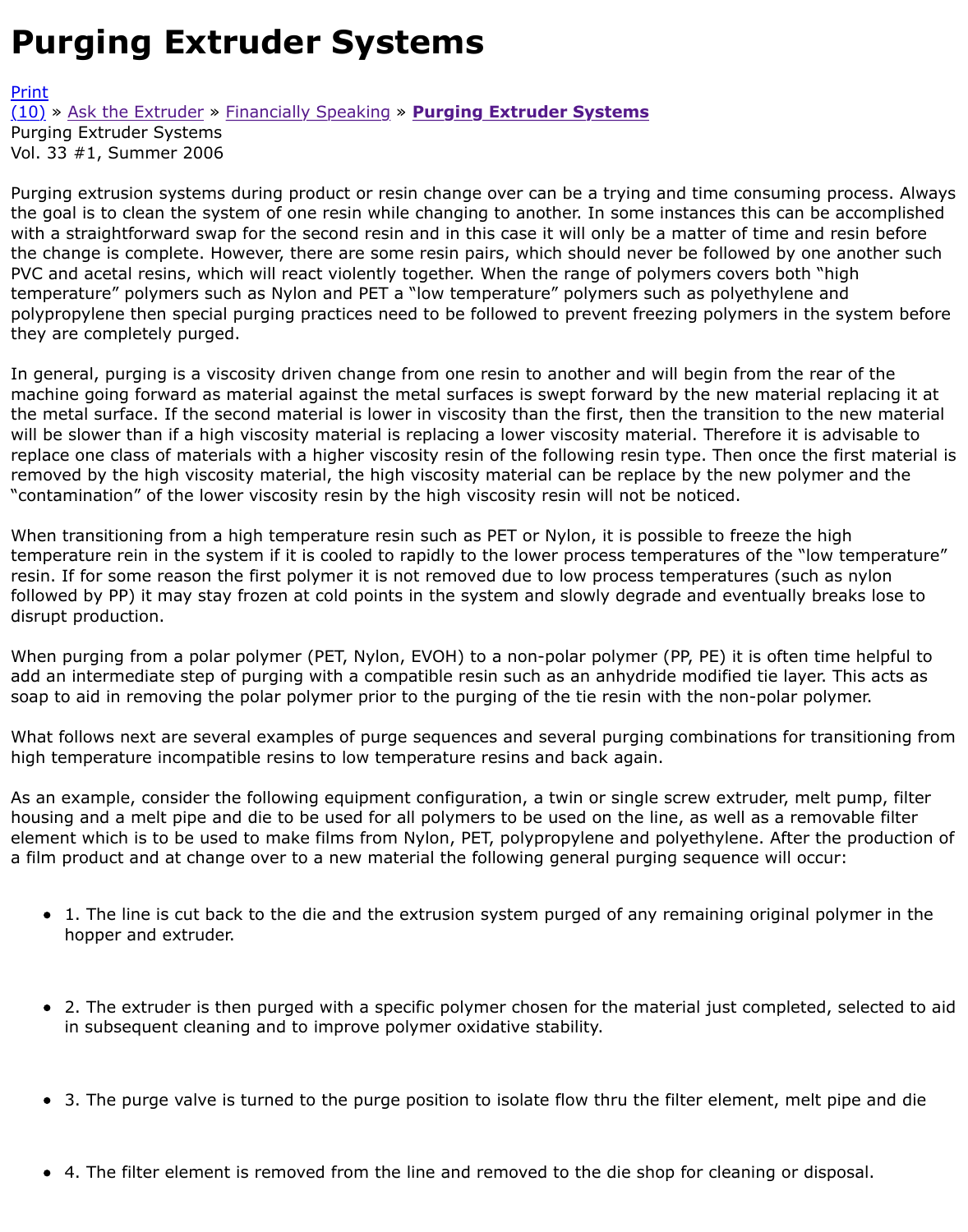# Purging Extruder Systems

Print
(10) » Ask the Extruder » Financially Speaking » **Purging Extruder Systems**
Purging Extruder Systems
Vol. 33 #1, Summer 2006

Purging extrusion systems during product or resin change over can be a trying and time consuming process. Always the goal is to clean the system of one resin while changing to another. In some instances this can be accomplished with a straightforward swap for the second resin and in this case it will only be a matter of time and resin before the change is complete. However, there are some resin pairs, which should never be followed by one another such PVC and acetal resins, which will react violently together. When the range of polymers covers both "high temperature" polymers such as Nylon and PET a "low temperature" polymers such as polyethylene and polypropylene then special purging practices need to be followed to prevent freezing polymers in the system before they are completely purged.

In general, purging is a viscosity driven change from one resin to another and will begin from the rear of the machine going forward as material against the metal surfaces is swept forward by the new material replacing it at the metal surface. If the second material is lower in viscosity than the first, then the transition to the new material will be slower than if a high viscosity material is replacing a lower viscosity material. Therefore it is advisable to replace one class of materials with a higher viscosity resin of the following resin type. Then once the first material is removed by the high viscosity material, the high viscosity material can be replace by the new polymer and the "contamination" of the lower viscosity resin by the high viscosity resin will not be noticed.

When transitioning from a high temperature resin such as PET or Nylon, it is possible to freeze the high temperature rein in the system if it is cooled to rapidly to the lower process temperatures of the "low temperature" resin. If for some reason the first polymer it is not removed due to low process temperatures (such as nylon followed by PP) it may stay frozen at cold points in the system and slowly degrade and eventually breaks lose to disrupt production.

When purging from a polar polymer (PET, Nylon, EVOH) to a non-polar polymer (PP, PE) it is often time helpful to add an intermediate step of purging with a compatible resin such as an anhydride modified tie layer. This acts as soap to aid in removing the polar polymer prior to the purging of the tie resin with the non-polar polymer.

What follows next are several examples of purge sequences and several purging combinations for transitioning from high temperature incompatible resins to low temperature resins and back again.

As an example, consider the following equipment configuration, a twin or single screw extruder, melt pump, filter housing and a melt pipe and die to be used for all polymers to be used on the line, as well as a removable filter element which is to be used to make films from Nylon, PET, polypropylene and polyethylene. After the production of a film product and at change over to a new material the following general purging sequence will occur:

- 1. The line is cut back to the die and the extrusion system purged of any remaining original polymer in the hopper and extruder.
- 2. The extruder is then purged with a specific polymer chosen for the material just completed, selected to aid in subsequent cleaning and to improve polymer oxidative stability.
- 3. The purge valve is turned to the purge position to isolate flow thru the filter element, melt pipe and die
- 4. The filter element is removed from the line and removed to the die shop for cleaning or disposal.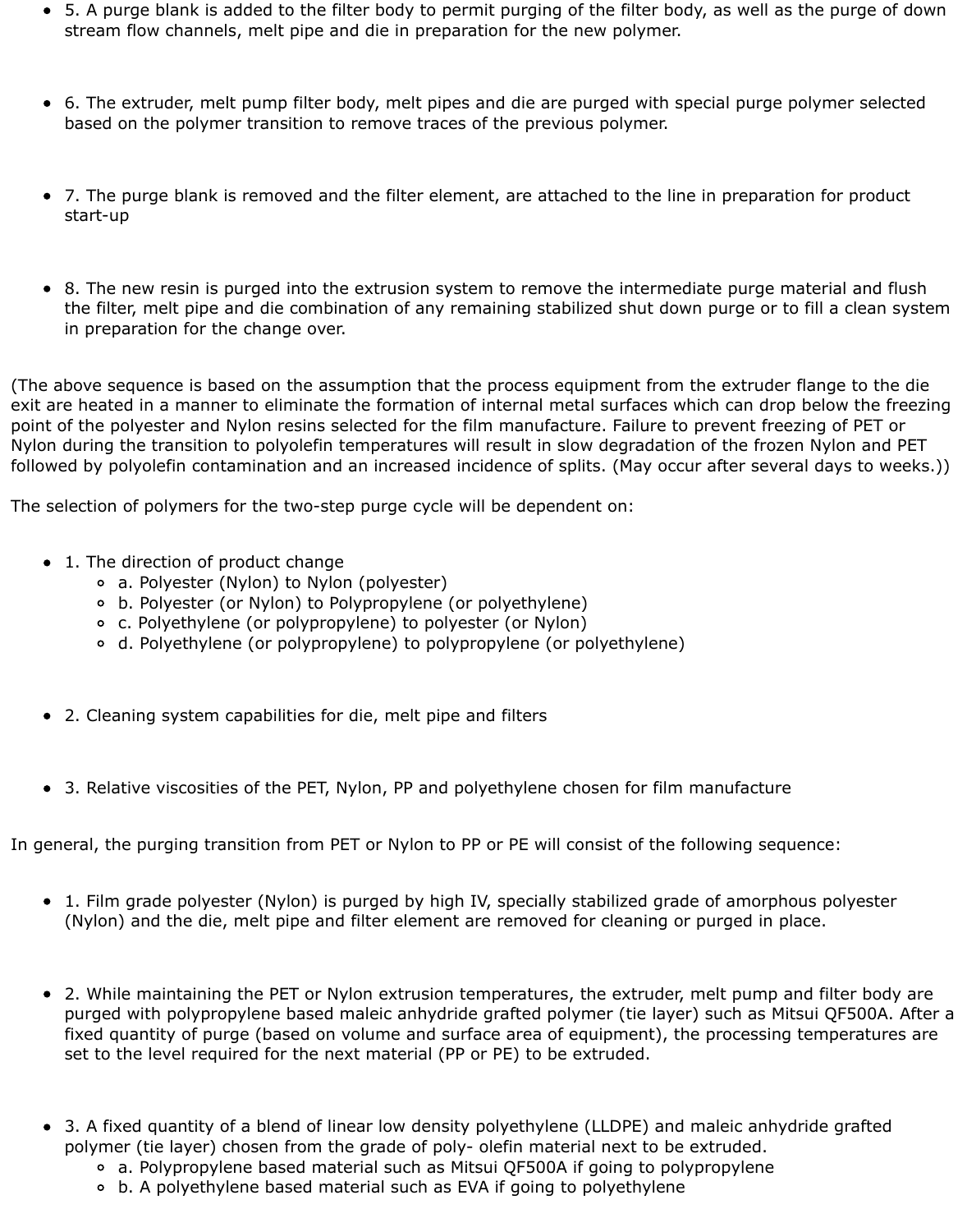- 5. A purge blank is added to the filter body to permit purging of the filter body, as well as the purge of down stream flow channels, melt pipe and die in preparation for the new polymer.

- 6. The extruder, melt pump filter body, melt pipes and die are purged with special purge polymer selected based on the polymer transition to remove traces of the previous polymer.

- 7. The purge blank is removed and the filter element, are attached to the line in preparation for product start-up

- 8. The new resin is purged into the extrusion system to remove the intermediate purge material and flush the filter, melt pipe and die combination of any remaining stabilized shut down purge or to fill a clean system in preparation for the change over.

(The above sequence is based on the assumption that the process equipment from the extruder flange to the die exit are heated in a manner to eliminate the formation of internal metal surfaces which can drop below the freezing point of the polyester and Nylon resins selected for the film manufacture. Failure to prevent freezing of PET or Nylon during the transition to polyolefin temperatures will result in slow degradation of the frozen Nylon and PET followed by polyolefin contamination and an increased incidence of splits. (May occur after several days to weeks.))

The selection of polymers for the two-step purge cycle will be dependent on:

- 1. The direction of product change
  - a. Polyester (Nylon) to Nylon (polyester)
  - b. Polyester (or Nylon) to Polypropylene (or polyethylene)
  - c. Polyethylene (or polypropylene) to polyester (or Nylon)
  - d. Polyethylene (or polypropylene) to polypropylene (or polyethylene)

- 2. Cleaning system capabilities for die, melt pipe and filters

- 3. Relative viscosities of the PET, Nylon, PP and polyethylene chosen for film manufacture

In general, the purging transition from PET or Nylon to PP or PE will consist of the following sequence:

- 1. Film grade polyester (Nylon) is purged by high IV, specially stabilized grade of amorphous polyester (Nylon) and the die, melt pipe and filter element are removed for cleaning or purged in place.

- 2. While maintaining the PET or Nylon extrusion temperatures, the extruder, melt pump and filter body are purged with polypropylene based maleic anhydride grafted polymer (tie layer) such as Mitsui QF500A. After a fixed quantity of purge (based on volume and surface area of equipment), the processing temperatures are set to the level required for the next material (PP or PE) to be extruded.

- 3. A fixed quantity of a blend of linear low density polyethylene (LLDPE) and maleic anhydride grafted polymer (tie layer) chosen from the grade of poly- olefin material next to be extruded.
  - a. Polypropylene based material such as Mitsui QF500A if going to polypropylene
  - b. A polyethylene based material such as EVA if going to polyethylene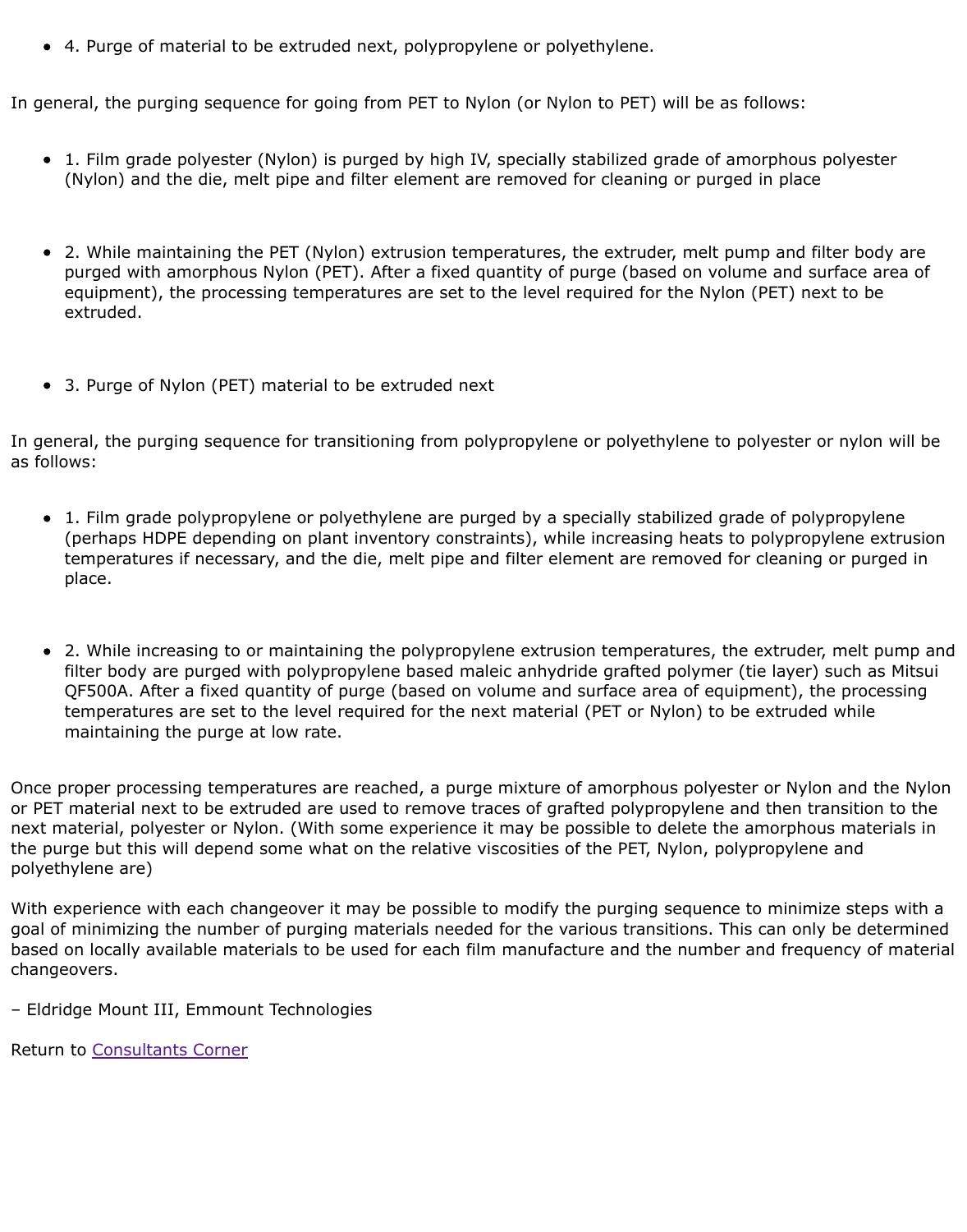- 4. Purge of material to be extruded next, polypropylene or polyethylene.

In general, the purging sequence for going from PET to Nylon (or Nylon to PET) will be as follows:

- 1. Film grade polyester (Nylon) is purged by high IV, specially stabilized grade of amorphous polyester (Nylon) and the die, melt pipe and filter element are removed for cleaning or purged in place

- 2. While maintaining the PET (Nylon) extrusion temperatures, the extruder, melt pump and filter body are purged with amorphous Nylon (PET). After a fixed quantity of purge (based on volume and surface area of equipment), the processing temperatures are set to the level required for the Nylon (PET) next to be extruded.

- 3. Purge of Nylon (PET) material to be extruded next

In general, the purging sequence for transitioning from polypropylene or polyethylene to polyester or nylon will be as follows:

- 1. Film grade polypropylene or polyethylene are purged by a specially stabilized grade of polypropylene (perhaps HDPE depending on plant inventory constraints), while increasing heats to polypropylene extrusion temperatures if necessary, and the die, melt pipe and filter element are removed for cleaning or purged in place.

- 2. While increasing to or maintaining the polypropylene extrusion temperatures, the extruder, melt pump and filter body are purged with polypropylene based maleic anhydride grafted polymer (tie layer) such as Mitsui QF500A. After a fixed quantity of purge (based on volume and surface area of equipment), the processing temperatures are set to the level required for the next material (PET or Nylon) to be extruded while maintaining the purge at low rate.

Once proper processing temperatures are reached, a purge mixture of amorphous polyester or Nylon and the Nylon or PET material next to be extruded are used to remove traces of grafted polypropylene and then transition to the next material, polyester or Nylon. (With some experience it may be possible to delete the amorphous materials in the purge but this will depend some what on the relative viscosities of the PET, Nylon, polypropylene and polyethylene are)

With experience with each changeover it may be possible to modify the purging sequence to minimize steps with a goal of minimizing the number of purging materials needed for the various transitions. This can only be determined based on locally available materials to be used for each film manufacture and the number and frequency of material changeovers.

– Eldridge Mount III, Emmount Technologies

Return to Consultants Corner